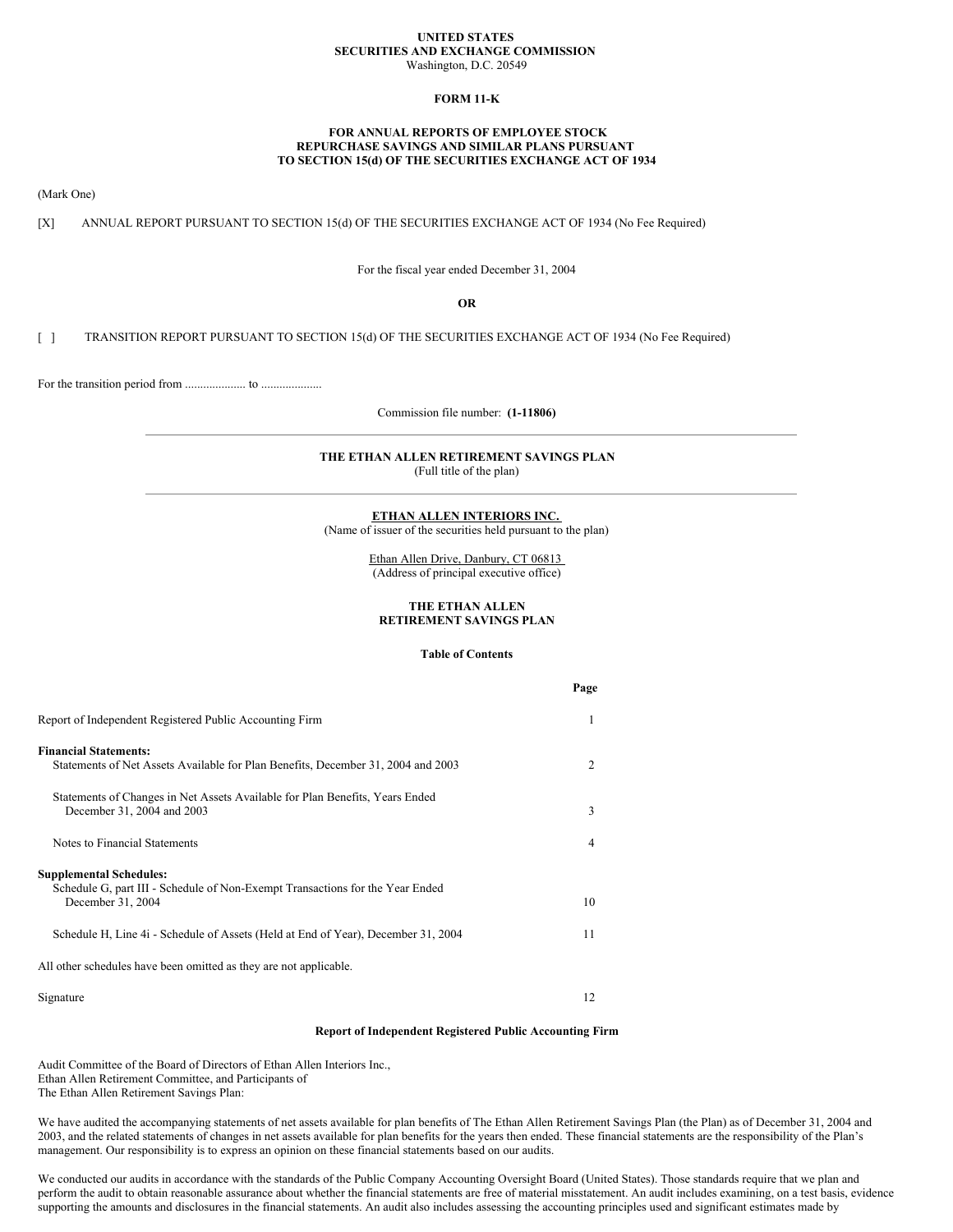**UNITED STATES**
**SECURITIES AND EXCHANGE COMMISSION**
Washington, D.C. 20549

**FORM 11-K**

**FOR ANNUAL REPORTS OF EMPLOYEE STOCK REPURCHASE SAVINGS AND SIMILAR PLANS PURSUANT TO SECTION 15(d) OF THE SECURITIES EXCHANGE ACT OF 1934**

(Mark One)

[X] ANNUAL REPORT PURSUANT TO SECTION 15(d) OF THE SECURITIES EXCHANGE ACT OF 1934 (No Fee Required)

For the fiscal year ended December 31, 2004

**OR**

[ ] TRANSITION REPORT PURSUANT TO SECTION 15(d) OF THE SECURITIES EXCHANGE ACT OF 1934 (No Fee Required)

For the transition period from .................... to ....................

Commission file number: **(1-11806)**

---

**THE ETHAN ALLEN RETIREMENT SAVINGS PLAN**
(Full title of the plan)

---

**ETHAN ALLEN INTERIORS INC.**
(Name of issuer of the securities held pursuant to the plan)

Ethan Allen Drive, Danbury, CT 06813
(Address of principal executive office)

**THE ETHAN ALLEN RETIREMENT SAVINGS PLAN**

**Table of Contents**

| | Page |
|---|---|
| Report of Independent Registered Public Accounting Firm | 1 |
| **Financial Statements:** | |
| Statements of Net Assets Available for Plan Benefits, December 31, 2004 and 2003 | 2 |
| Statements of Changes in Net Assets Available for Plan Benefits, Years Ended December 31, 2004 and 2003 | 3 |
| Notes to Financial Statements | 4 |
| **Supplemental Schedules:** | |
| Schedule G, part III - Schedule of Non-Exempt Transactions for the Year Ended December 31, 2004 | 10 |
| Schedule H, Line 4i - Schedule of Assets (Held at End of Year), December 31, 2004 | 11 |
| All other schedules have been omitted as they are not applicable. | |
| Signature | 12 |

**Report of Independent Registered Public Accounting Firm**

Audit Committee of the Board of Directors of Ethan Allen Interiors Inc.,
Ethan Allen Retirement Committee, and Participants of
The Ethan Allen Retirement Savings Plan:

We have audited the accompanying statements of net assets available for plan benefits of The Ethan Allen Retirement Savings Plan (the Plan) as of December 31, 2004 and 2003, and the related statements of changes in net assets available for plan benefits for the years then ended. These financial statements are the responsibility of the Plan's management. Our responsibility is to express an opinion on these financial statements based on our audits.

We conducted our audits in accordance with the standards of the Public Company Accounting Oversight Board (United States). Those standards require that we plan and perform the audit to obtain reasonable assurance about whether the financial statements are free of material misstatement. An audit includes examining, on a test basis, evidence supporting the amounts and disclosures in the financial statements. An audit also includes assessing the accounting principles used and significant estimates made by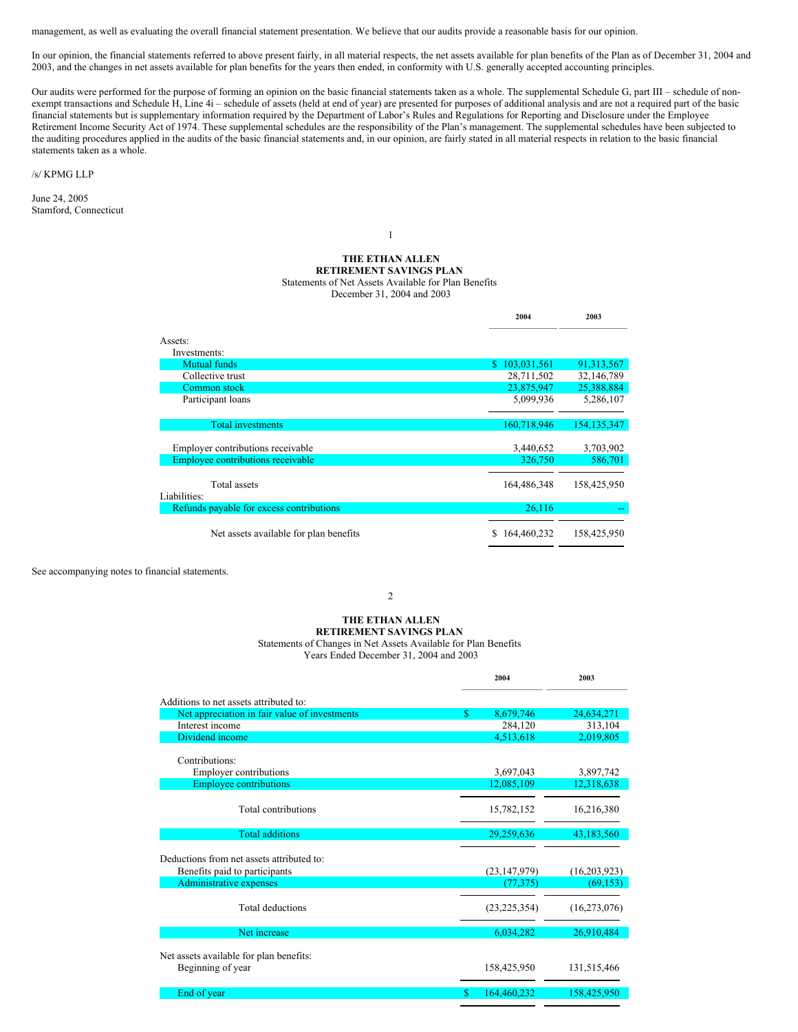management, as well as evaluating the overall financial statement presentation. We believe that our audits provide a reasonable basis for our opinion.

In our opinion, the financial statements referred to above present fairly, in all material respects, the net assets available for plan benefits of the Plan as of December 31, 2004 and 2003, and the changes in net assets available for plan benefits for the years then ended, in conformity with U.S. generally accepted accounting principles.

Our audits were performed for the purpose of forming an opinion on the basic financial statements taken as a whole. The supplemental Schedule G, part III – schedule of non-exempt transactions and Schedule H, Line 4i – schedule of assets (held at end of year) are presented for purposes of additional analysis and are not a required part of the basic financial statements but is supplementary information required by the Department of Labor's Rules and Regulations for Reporting and Disclosure under the Employee Retirement Income Security Act of 1974. These supplemental schedules are the responsibility of the Plan's management. The supplemental schedules have been subjected to the auditing procedures applied in the audits of the basic financial statements and, in our opinion, are fairly stated in all material respects in relation to the basic financial statements taken as a whole.

/s/ KPMG LLP

June 24, 2005
Stamford, Connecticut

**THE ETHAN ALLEN**
**RETIREMENT SAVINGS PLAN**
Statements of Net Assets Available for Plan Benefits
December 31, 2004 and 2003

| | 2004 | 2003 |
|---|---|---|
| Assets: | | |
| Investments: | | |
| Mutual funds | $ 103,031,561 | 91,313,567 |
| Collective trust | 28,711,502 | 32,146,789 |
| Common stock | 23,875,947 | 25,388,884 |
| Participant loans | 5,099,936 | 5,286,107 |
| Total investments | 160,718,946 | 154,135,347 |
| Employer contributions receivable | 3,440,652 | 3,703,902 |
| Employee contributions receivable | 326,750 | 586,701 |
| Total assets | 164,486,348 | 158,425,950 |
| Liabilities: | | |
| Refunds payable for excess contributions | 26,116 | -- |
| Net assets available for plan benefits | $ 164,460,232 | 158,425,950 |

See accompanying notes to financial statements.

**THE ETHAN ALLEN**
**RETIREMENT SAVINGS PLAN**
Statements of Changes in Net Assets Available for Plan Benefits
Years Ended December 31, 2004 and 2003

| | 2004 | 2003 |
|---|---|---|
| Additions to net assets attributed to: | | |
| Net appreciation in fair value of investments | $ 8,679,746 | 24,634,271 |
| Interest income | 284,120 | 313,104 |
| Dividend income | 4,513,618 | 2,019,805 |
| Contributions: | | |
| Employer contributions | 3,697,043 | 3,897,742 |
| Employee contributions | 12,085,109 | 12,318,638 |
| Total contributions | 15,782,152 | 16,216,380 |
| Total additions | 29,259,636 | 43,183,560 |
| Deductions from net assets attributed to: | | |
| Benefits paid to participants | (23,147,979) | (16,203,923) |
| Administrative expenses | (77,375) | (69,153) |
| Total deductions | (23,225,354) | (16,273,076) |
| Net increase | 6,034,282 | 26,910,484 |
| Net assets available for plan benefits: | | |
| Beginning of year | 158,425,950 | 131,515,466 |
| End of year | $ 164,460,232 | 158,425,950 |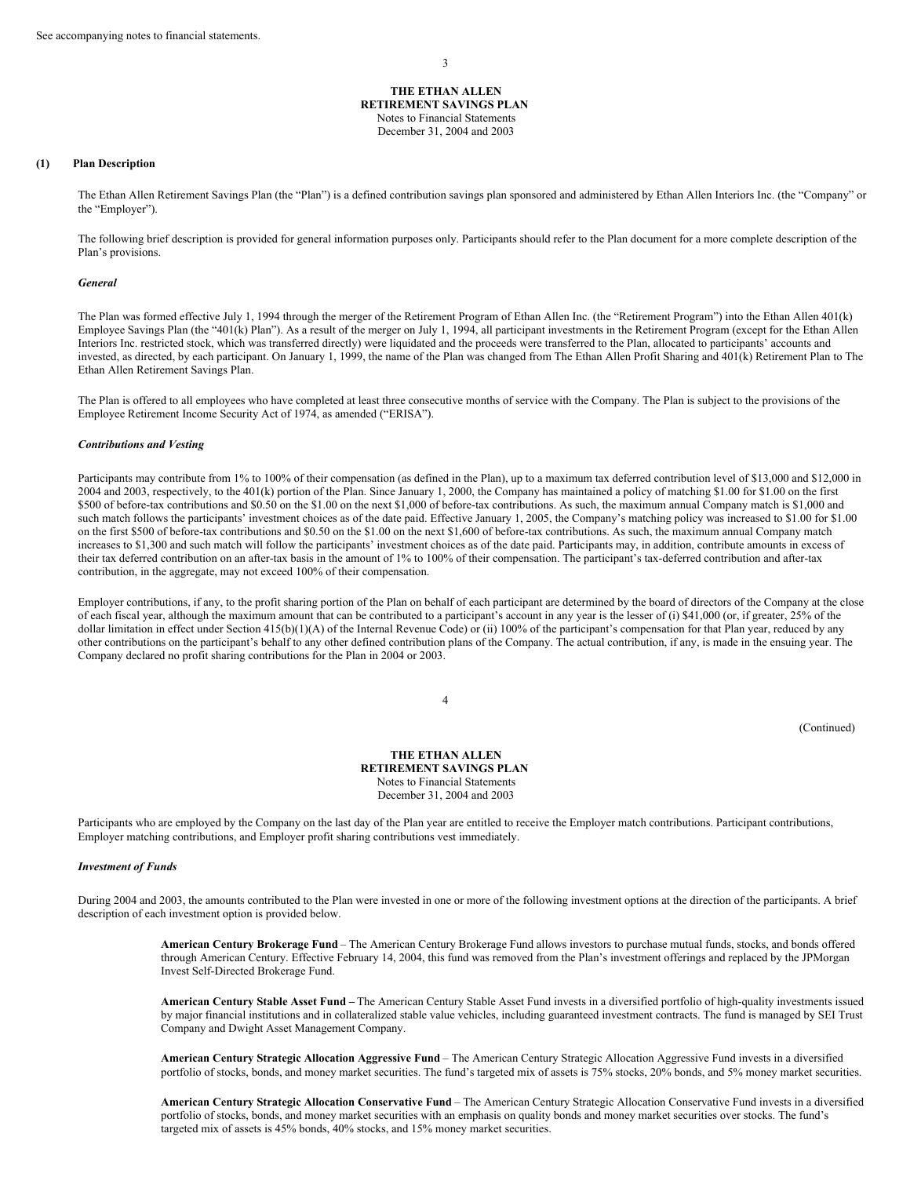See accompanying notes to financial statements.

**THE ETHAN ALLEN**
**RETIREMENT SAVINGS PLAN**
Notes to Financial Statements
December 31, 2004 and 2003

## (1) Plan Description

The Ethan Allen Retirement Savings Plan (the "Plan") is a defined contribution savings plan sponsored and administered by Ethan Allen Interiors Inc. (the "Company" or the "Employer").

The following brief description is provided for general information purposes only. Participants should refer to the Plan document for a more complete description of the Plan's provisions.

### *General*

The Plan was formed effective July 1, 1994 through the merger of the Retirement Program of Ethan Allen Inc. (the "Retirement Program") into the Ethan Allen 401(k) Employee Savings Plan (the "401(k) Plan"). As a result of the merger on July 1, 1994, all participant investments in the Retirement Program (except for the Ethan Allen Interiors Inc. restricted stock, which was transferred directly) were liquidated and the proceeds were transferred to the Plan, allocated to participants' accounts and invested, as directed, by each participant. On January 1, 1999, the name of the Plan was changed from The Ethan Allen Profit Sharing and 401(k) Retirement Plan to The Ethan Allen Retirement Savings Plan.

The Plan is offered to all employees who have completed at least three consecutive months of service with the Company. The Plan is subject to the provisions of the Employee Retirement Income Security Act of 1974, as amended ("ERISA").

### *Contributions and Vesting*

Participants may contribute from 1% to 100% of their compensation (as defined in the Plan), up to a maximum tax deferred contribution level of $13,000 and $12,000 in 2004 and 2003, respectively, to the 401(k) portion of the Plan. Since January 1, 2000, the Company has maintained a policy of matching $1.00 for $1.00 on the first $500 of before-tax contributions and $0.50 on the $1.00 on the next $1,000 of before-tax contributions. As such, the maximum annual Company match is $1,000 and such match follows the participants' investment choices as of the date paid. Effective January 1, 2005, the Company's matching policy was increased to $1.00 for $1.00 on the first $500 of before-tax contributions and $0.50 on the $1.00 on the next $1,600 of before-tax contributions. As such, the maximum annual Company match increases to $1,300 and such match will follow the participants' investment choices as of the date paid. Participants may, in addition, contribute amounts in excess of their tax deferred contribution on an after-tax basis in the amount of 1% to 100% of their compensation. The participant's tax-deferred contribution and after-tax contribution, in the aggregate, may not exceed 100% of their compensation.

Employer contributions, if any, to the profit sharing portion of the Plan on behalf of each participant are determined by the board of directors of the Company at the close of each fiscal year, although the maximum amount that can be contributed to a participant's account in any year is the lesser of (i) $41,000 (or, if greater, 25% of the dollar limitation in effect under Section 415(b)(1)(A) of the Internal Revenue Code) or (ii) 100% of the participant's compensation for that Plan year, reduced by any other contributions on the participant's behalf to any other defined contribution plans of the Company. The actual contribution, if any, is made in the ensuing year. The Company declared no profit sharing contributions for the Plan in 2004 or 2003.

Participants who are employed by the Company on the last day of the Plan year are entitled to receive the Employer match contributions. Participant contributions, Employer matching contributions, and Employer profit sharing contributions vest immediately.

### *Investment of Funds*

During 2004 and 2003, the amounts contributed to the Plan were invested in one or more of the following investment options at the direction of the participants. A brief description of each investment option is provided below.

**American Century Brokerage Fund** – The American Century Brokerage Fund allows investors to purchase mutual funds, stocks, and bonds offered through American Century. Effective February 14, 2004, this fund was removed from the Plan's investment offerings and replaced by the JPMorgan Invest Self-Directed Brokerage Fund.

**American Century Stable Asset Fund –** The American Century Stable Asset Fund invests in a diversified portfolio of high-quality investments issued by major financial institutions and in collateralized stable value vehicles, including guaranteed investment contracts. The fund is managed by SEI Trust Company and Dwight Asset Management Company.

**American Century Strategic Allocation Aggressive Fund** – The American Century Strategic Allocation Aggressive Fund invests in a diversified portfolio of stocks, bonds, and money market securities. The fund's targeted mix of assets is 75% stocks, 20% bonds, and 5% money market securities.

**American Century Strategic Allocation Conservative Fund** – The American Century Strategic Allocation Conservative Fund invests in a diversified portfolio of stocks, bonds, and money market securities with an emphasis on quality bonds and money market securities over stocks. The fund's targeted mix of assets is 45% bonds, 40% stocks, and 15% money market securities.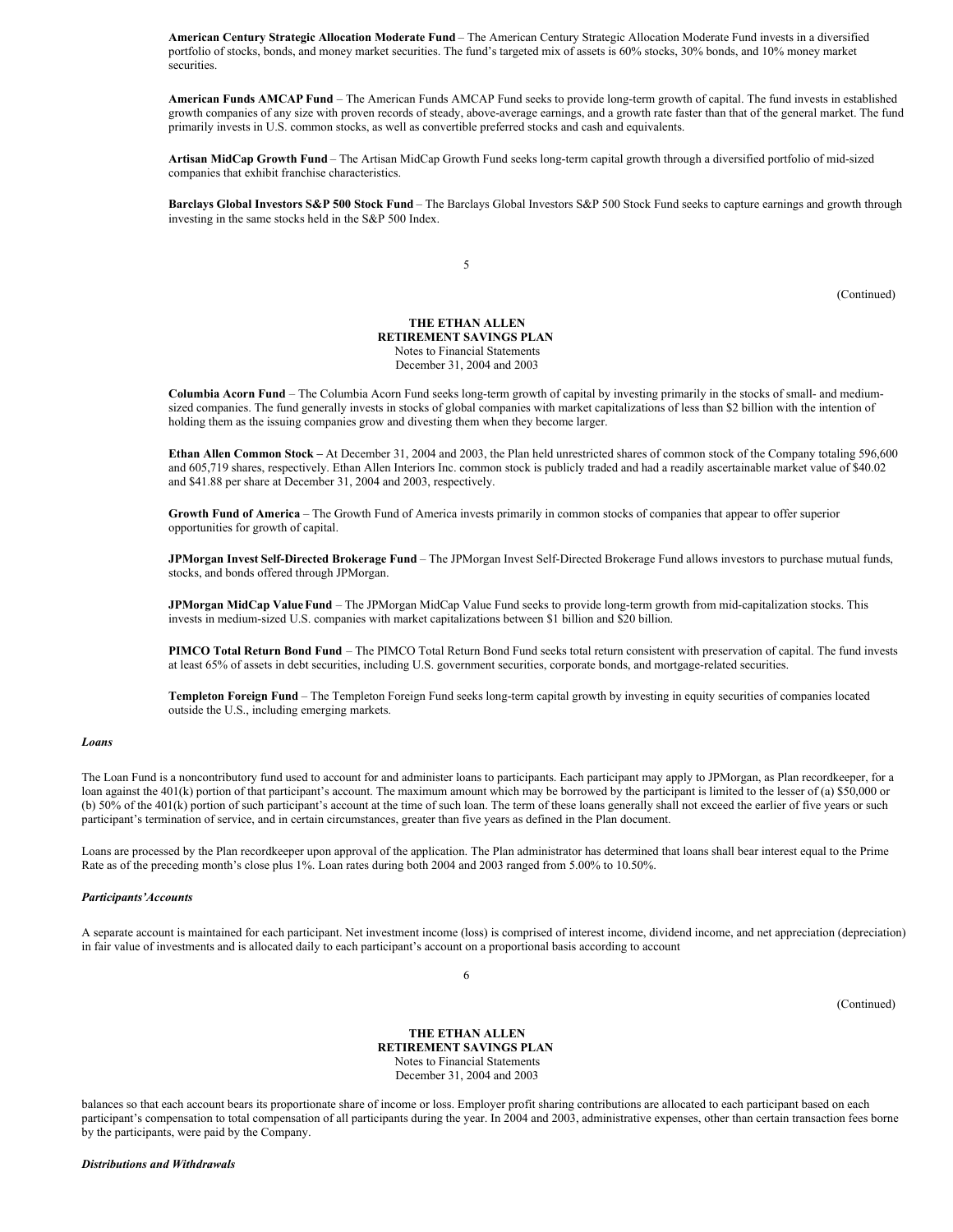**American Century Strategic Allocation Moderate Fund** – The American Century Strategic Allocation Moderate Fund invests in a diversified portfolio of stocks, bonds, and money market securities. The fund's targeted mix of assets is 60% stocks, 30% bonds, and 10% money market securities.

**American Funds AMCAP Fund** – The American Funds AMCAP Fund seeks to provide long-term growth of capital. The fund invests in established growth companies of any size with proven records of steady, above-average earnings, and a growth rate faster than that of the general market. The fund primarily invests in U.S. common stocks, as well as convertible preferred stocks and cash and equivalents.

**Artisan MidCap Growth Fund** – The Artisan MidCap Growth Fund seeks long-term capital growth through a diversified portfolio of mid-sized companies that exhibit franchise characteristics.

**Barclays Global Investors S&P 500 Stock Fund** – The Barclays Global Investors S&P 500 Stock Fund seeks to capture earnings and growth through investing in the same stocks held in the S&P 500 Index.

**Columbia Acorn Fund** – The Columbia Acorn Fund seeks long-term growth of capital by investing primarily in the stocks of small- and medium-sized companies. The fund generally invests in stocks of global companies with market capitalizations of less than $2 billion with the intention of holding them as the issuing companies grow and divesting them when they become larger.

**Ethan Allen Common Stock –** At December 31, 2004 and 2003, the Plan held unrestricted shares of common stock of the Company totaling 596,600 and 605,719 shares, respectively. Ethan Allen Interiors Inc. common stock is publicly traded and had a readily ascertainable market value of $40.02 and $41.88 per share at December 31, 2004 and 2003, respectively.

**Growth Fund of America** – The Growth Fund of America invests primarily in common stocks of companies that appear to offer superior opportunities for growth of capital.

**JPMorgan Invest Self-Directed Brokerage Fund** – The JPMorgan Invest Self-Directed Brokerage Fund allows investors to purchase mutual funds, stocks, and bonds offered through JPMorgan.

**JPMorgan MidCap Value Fund** – The JPMorgan MidCap Value Fund seeks to provide long-term growth from mid-capitalization stocks. This invests in medium-sized U.S. companies with market capitalizations between $1 billion and $20 billion.

**PIMCO Total Return Bond Fund** – The PIMCO Total Return Bond Fund seeks total return consistent with preservation of capital. The fund invests at least 65% of assets in debt securities, including U.S. government securities, corporate bonds, and mortgage-related securities.

**Templeton Foreign Fund** – The Templeton Foreign Fund seeks long-term capital growth by investing in equity securities of companies located outside the U.S., including emerging markets.

***Loans***

The Loan Fund is a noncontributory fund used to account for and administer loans to participants. Each participant may apply to JPMorgan, as Plan recordkeeper, for a loan against the 401(k) portion of that participant's account. The maximum amount which may be borrowed by the participant is limited to the lesser of (a) $50,000 or (b) 50% of the 401(k) portion of such participant's account at the time of such loan. The term of these loans generally shall not exceed the earlier of five years or such participant's termination of service, and in certain circumstances, greater than five years as defined in the Plan document.

Loans are processed by the Plan recordkeeper upon approval of the application. The Plan administrator has determined that loans shall bear interest equal to the Prime Rate as of the preceding month's close plus 1%. Loan rates during both 2004 and 2003 ranged from 5.00% to 10.50%.

***Participants' Accounts***

A separate account is maintained for each participant. Net investment income (loss) is comprised of interest income, dividend income, and net appreciation (depreciation) in fair value of investments and is allocated daily to each participant's account on a proportional basis according to account balances so that each account bears its proportionate share of income or loss. Employer profit sharing contributions are allocated to each participant based on each participant's compensation to total compensation of all participants during the year. In 2004 and 2003, administrative expenses, other than certain transaction fees borne by the participants, were paid by the Company.

***Distributions and Withdrawals***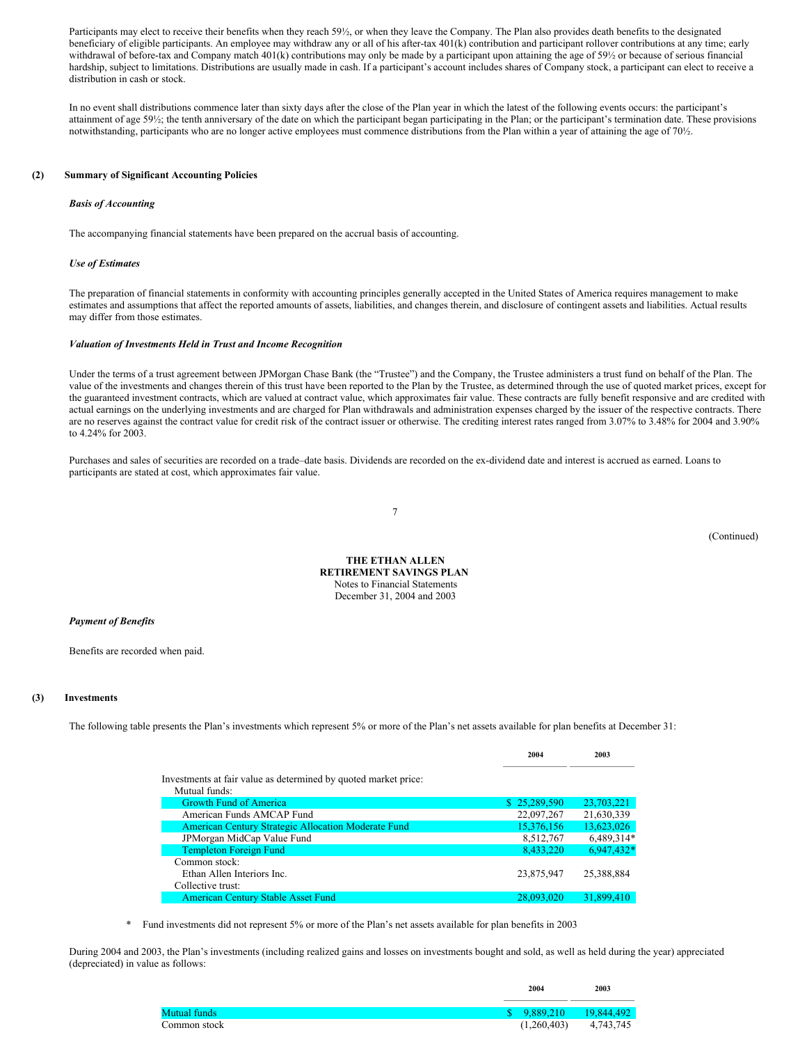Participants may elect to receive their benefits when they reach 59½, or when they leave the Company. The Plan also provides death benefits to the designated beneficiary of eligible participants. An employee may withdraw any or all of his after-tax 401(k) contribution and participant rollover contributions at any time; early withdrawal of before-tax and Company match 401(k) contributions may only be made by a participant upon attaining the age of 59½ or because of serious financial hardship, subject to limitations. Distributions are usually made in cash. If a participant's account includes shares of Company stock, a participant can elect to receive a distribution in cash or stock.

In no event shall distributions commence later than sixty days after the close of the Plan year in which the latest of the following events occurs: the participant's attainment of age 59½; the tenth anniversary of the date on which the participant began participating in the Plan; or the participant's termination date. These provisions notwithstanding, participants who are no longer active employees must commence distributions from the Plan within a year of attaining the age of 70½.

## (2) Summary of Significant Accounting Policies

***Basis of Accounting***

The accompanying financial statements have been prepared on the accrual basis of accounting.

***Use of Estimates***

The preparation of financial statements in conformity with accounting principles generally accepted in the United States of America requires management to make estimates and assumptions that affect the reported amounts of assets, liabilities, and changes therein, and disclosure of contingent assets and liabilities. Actual results may differ from those estimates.

***Valuation of Investments Held in Trust and Income Recognition***

Under the terms of a trust agreement between JPMorgan Chase Bank (the "Trustee") and the Company, the Trustee administers a trust fund on behalf of the Plan. The value of the investments and changes therein of this trust have been reported to the Plan by the Trustee, as determined through the use of quoted market prices, except for the guaranteed investment contracts, which are valued at contract value, which approximates fair value. These contracts are fully benefit responsive and are credited with actual earnings on the underlying investments and are charged for Plan withdrawals and administration expenses charged by the issuer of the respective contracts. There are no reserves against the contract value for credit risk of the contract issuer or otherwise. The crediting interest rates ranged from 3.07% to 3.48% for 2004 and 3.90% to 4.24% for 2003.

Purchases and sales of securities are recorded on a trade–date basis. Dividends are recorded on the ex-dividend date and interest is accrued as earned. Loans to participants are stated at cost, which approximates fair value.

**THE ETHAN ALLEN**
**RETIREMENT SAVINGS PLAN**
Notes to Financial Statements
December 31, 2004 and 2003

***Payment of Benefits***

Benefits are recorded when paid.

## (3) Investments

The following table presents the Plan's investments which represent 5% or more of the Plan's net assets available for plan benefits at December 31:

| | 2004 | 2003 |
|---|---|---|
| Investments at fair value as determined by quoted market price: | | |
| Mutual funds: | | |
| Growth Fund of America | $ 25,289,590 | 23,703,221 |
| American Funds AMCAP Fund | 22,097,267 | 21,630,339 |
| American Century Strategic Allocation Moderate Fund | 15,376,156 | 13,623,026 |
| JPMorgan MidCap Value Fund | 8,512,767 | 6,489,314* |
| Templeton Foreign Fund | 8,433,220 | 6,947,432* |
| Common stock: | | |
| Ethan Allen Interiors Inc. | 23,875,947 | 25,388,884 |
| Collective trust: | | |
| American Century Stable Asset Fund | 28,093,020 | 31,899,410 |

\* Fund investments did not represent 5% or more of the Plan's net assets available for plan benefits in 2003

During 2004 and 2003, the Plan's investments (including realized gains and losses on investments bought and sold, as well as held during the year) appreciated (depreciated) in value as follows:

| | 2004 | 2003 |
|---|---|---|
| Mutual funds | $ 9,889,210 | 19,844,492 |
| Common stock | (1,260,403) | 4,743,745 |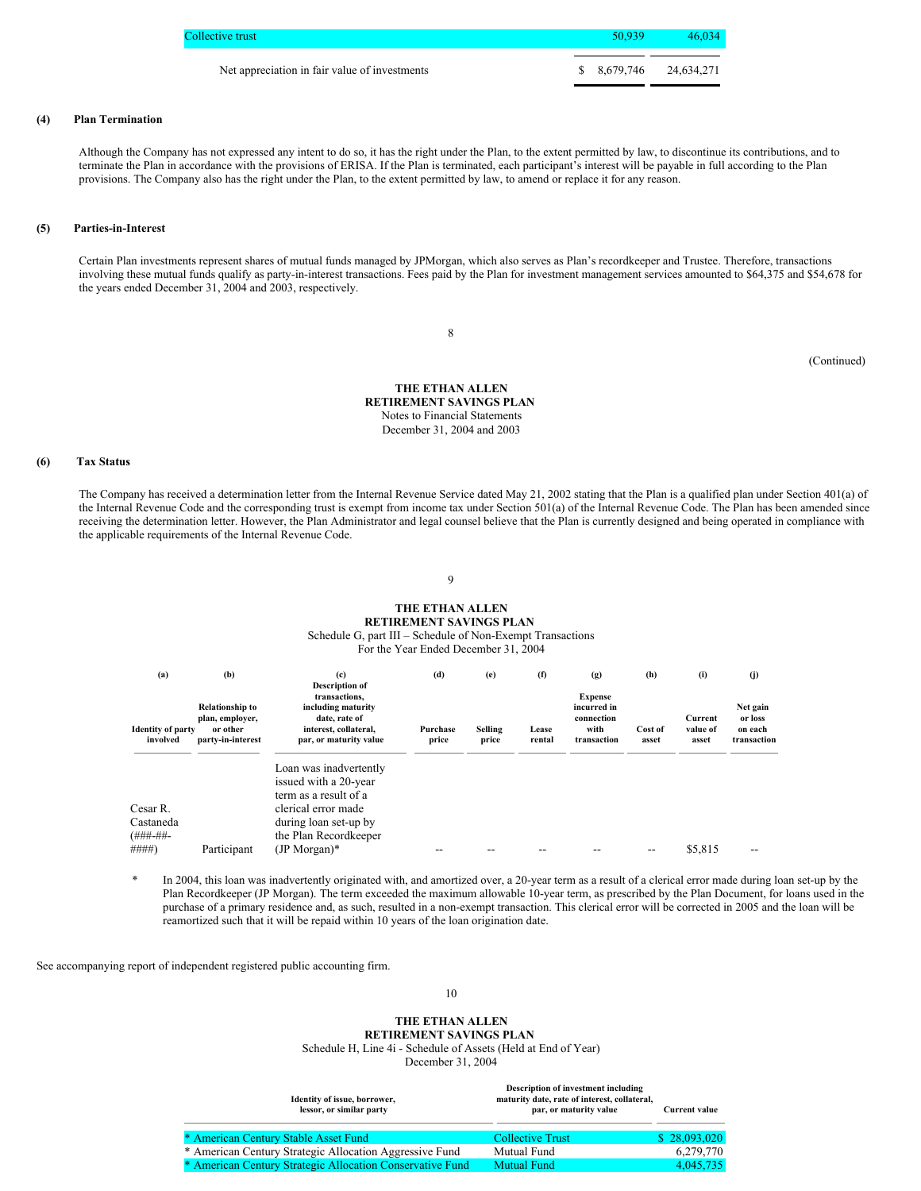| | | |
|---|---|---|
| Collective trust | 50,939 | 46,034 |
| Net appreciation in fair value of investments | $ 8,679,746 | 24,634,271 |

### (4) Plan Termination

Although the Company has not expressed any intent to do so, it has the right under the Plan, to the extent permitted by law, to discontinue its contributions, and to terminate the Plan in accordance with the provisions of ERISA. If the Plan is terminated, each participant's interest will be payable in full according to the Plan provisions. The Company also has the right under the Plan, to the extent permitted by law, to amend or replace it for any reason.

### (5) Parties-in-Interest

Certain Plan investments represent shares of mutual funds managed by JPMorgan, which also serves as Plan's recordkeeper and Trustee. Therefore, transactions involving these mutual funds qualify as party-in-interest transactions. Fees paid by the Plan for investment management services amounted to $64,375 and $54,678 for the years ended December 31, 2004 and 2003, respectively.

(Continued)

**THE ETHAN ALLEN**
**RETIREMENT SAVINGS PLAN**
Notes to Financial Statements
December 31, 2004 and 2003

### (6) Tax Status

The Company has received a determination letter from the Internal Revenue Service dated May 21, 2002 stating that the Plan is a qualified plan under Section 401(a) of the Internal Revenue Code and the corresponding trust is exempt from income tax under Section 501(a) of the Internal Revenue Code. The Plan has been amended since receiving the determination letter. However, the Plan Administrator and legal counsel believe that the Plan is currently designed and being operated in compliance with the applicable requirements of the Internal Revenue Code.

**THE ETHAN ALLEN**
**RETIREMENT SAVINGS PLAN**
Schedule G, part III – Schedule of Non-Exempt Transactions
For the Year Ended December 31, 2004

| (a) Identity of party involved | (b) Relationship to plan, employer, or other party-in-interest | (c) Description of transactions, including maturity date, rate of interest, collateral, par, or maturity value | (d) Purchase price | (e) Selling price | (f) Lease rental | (g) Expense incurred in connection with transaction | (h) Cost of asset | (i) Current value of asset | (j) Net gain or loss on each transaction |
|---|---|---|---|---|---|---|---|---|---|
| Cesar R. Castaneda (###-##-####) | Participant | Loan was inadvertently issued with a 20-year term as a result of a clerical error made during loan set-up by the Plan Recordkeeper (JP Morgan)* | -- | -- | -- | -- | -- | $5,815 | -- |

\* In 2004, this loan was inadvertently originated with, and amortized over, a 20-year term as a result of a clerical error made during loan set-up by the Plan Recordkeeper (JP Morgan). The term exceeded the maximum allowable 10-year term, as prescribed by the Plan Document, for loans used in the purchase of a primary residence and, as such, resulted in a non-exempt transaction. This clerical error will be corrected in 2005 and the loan will be reamortized such that it will be repaid within 10 years of the loan origination date.

See accompanying report of independent registered public accounting firm.

**THE ETHAN ALLEN**
**RETIREMENT SAVINGS PLAN**
Schedule H, Line 4i - Schedule of Assets (Held at End of Year)
December 31, 2004

| Identity of issue, borrower, lessor, or similar party | Description of investment including maturity date, rate of interest, collateral, par, or maturity value | Current value |
|---|---|---|
| * American Century Stable Asset Fund | Collective Trust | $ 28,093,020 |
| * American Century Strategic Allocation Aggressive Fund | Mutual Fund | 6,279,770 |
| * American Century Strategic Allocation Conservative Fund | Mutual Fund | 4,045,735 |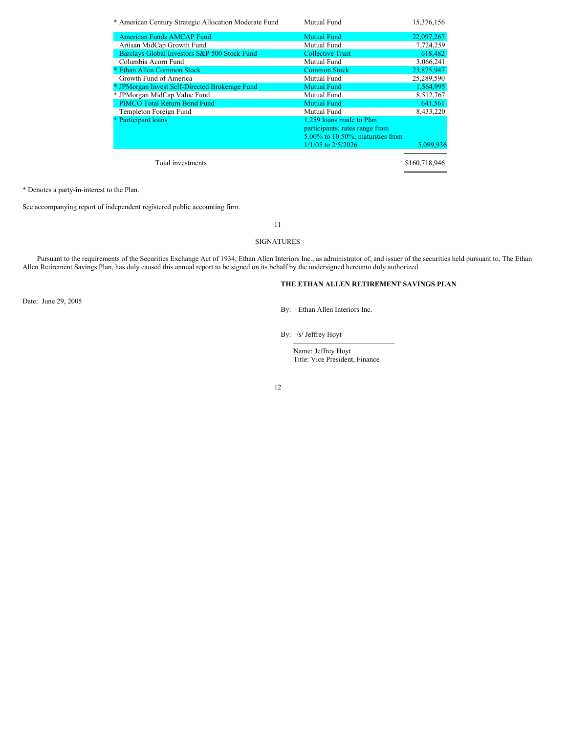| | | |
|---|---|---|
| * American Century Strategic Allocation Moderate Fund | Mutual Fund | 15,376,156 |
| American Funds AMCAP Fund | Mutual Fund | 22,097,267 |
| Artisan MidCap Growth Fund | Mutual Fund | 7,724,259 |
| Barclays Global Investors S&P 500 Stock Fund | Collective Trust | 618,482 |
| Columbia Acorn Fund | Mutual Fund | 3,066,241 |
| * Ethan Allen Common Stock | Common Stock | 23,875,947 |
| Growth Fund of America | Mutual Fund | 25,289,590 |
| * JPMorgan Invest Self-Directed Brokerage Fund | Mutual Fund | 1,564,995 |
| * JPMorgan MidCap Value Fund | Mutual Fund | 8,512,767 |
| PIMCO Total Return Bond Fund | Mutual Fund | 641,561 |
| Templeton Foreign Fund | Mutual Fund | 8,433,220 |
| * Participant loans | 1,259 loans made to Plan participants; rates range from 5.00% to 10.50%; maturities from 1/1/05 to 2/5/2026 | 5,099,936 |
| Total investments | | $160,718,946 |

* Denotes a party-in-interest to the Plan.

See accompanying report of independent registered public accounting firm.

## SIGNATURES

Pursuant to the requirements of the Securities Exchange Act of 1934, Ethan Allen Interiors Inc., as administrator of, and issuer of the securities held pursuant to, The Ethan Allen Retirement Savings Plan, has duly caused this annual report to be signed on its behalf by the undersigned hereunto duly authorized.

**THE ETHAN ALLEN RETIREMENT SAVINGS PLAN**

Date: June 29, 2005

By: Ethan Allen Interiors Inc.

By: /s/ Jeffrey Hoyt

Name: Jeffrey Hoyt
Title: Vice President, Finance